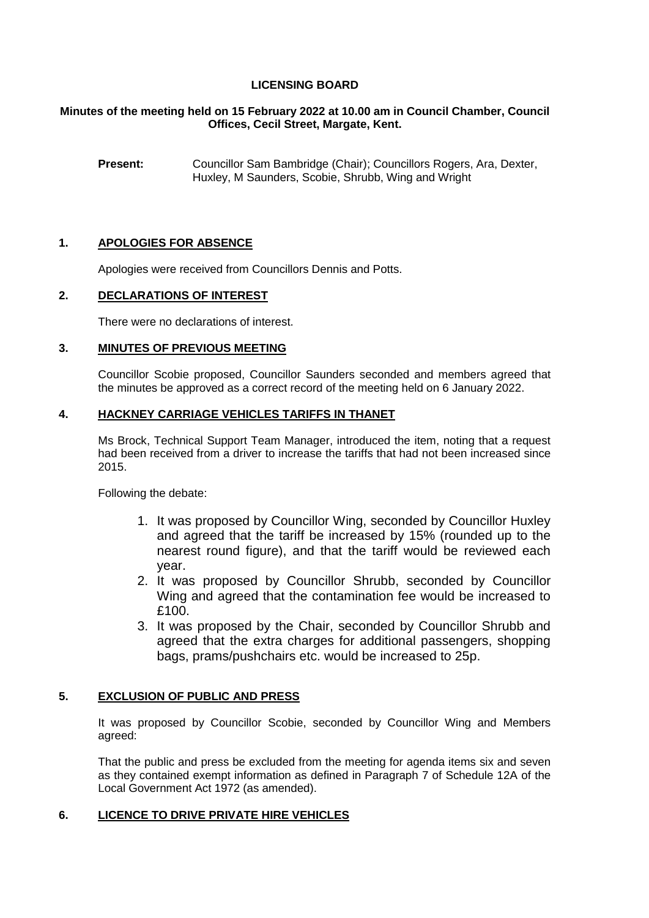# LICENSING BOARD

**Minutes of the meeting held on 15 February 2022 at 10.00 am in Council Chamber, Council Offices, Cecil Street, Margate, Kent.**

**Present:** Councillor Sam Bambridge (Chair); Councillors Rogers, Ara, Dexter, Huxley, M Saunders, Scobie, Shrubb, Wing and Wright

## 1. APOLOGIES FOR ABSENCE

Apologies were received from Councillors Dennis and Potts.

## 2. DECLARATIONS OF INTEREST

There were no declarations of interest.

## 3. MINUTES OF PREVIOUS MEETING

Councillor Scobie proposed, Councillor Saunders seconded and members agreed that the minutes be approved as a correct record of the meeting held on 6 January 2022.

## 4. HACKNEY CARRIAGE VEHICLES TARIFFS IN THANET

Ms Brock, Technical Support Team Manager, introduced the item, noting that a request had been received from a driver to increase the tariffs that had not been increased since 2015.

Following the debate:

1. It was proposed by Councillor Wing, seconded by Councillor Huxley and agreed that the tariff be increased by 15% (rounded up to the nearest round figure), and that the tariff would be reviewed each year.
2. It was proposed by Councillor Shrubb, seconded by Councillor Wing and agreed that the contamination fee would be increased to £100.
3. It was proposed by the Chair, seconded by Councillor Shrubb and agreed that the extra charges for additional passengers, shopping bags, prams/pushchairs etc. would be increased to 25p.

## 5. EXCLUSION OF PUBLIC AND PRESS

It was proposed by Councillor Scobie, seconded by Councillor Wing and Members agreed:

That the public and press be excluded from the meeting for agenda items six and seven as they contained exempt information as defined in Paragraph 7 of Schedule 12A of the Local Government Act 1972 (as amended).

## 6. LICENCE TO DRIVE PRIVATE HIRE VEHICLES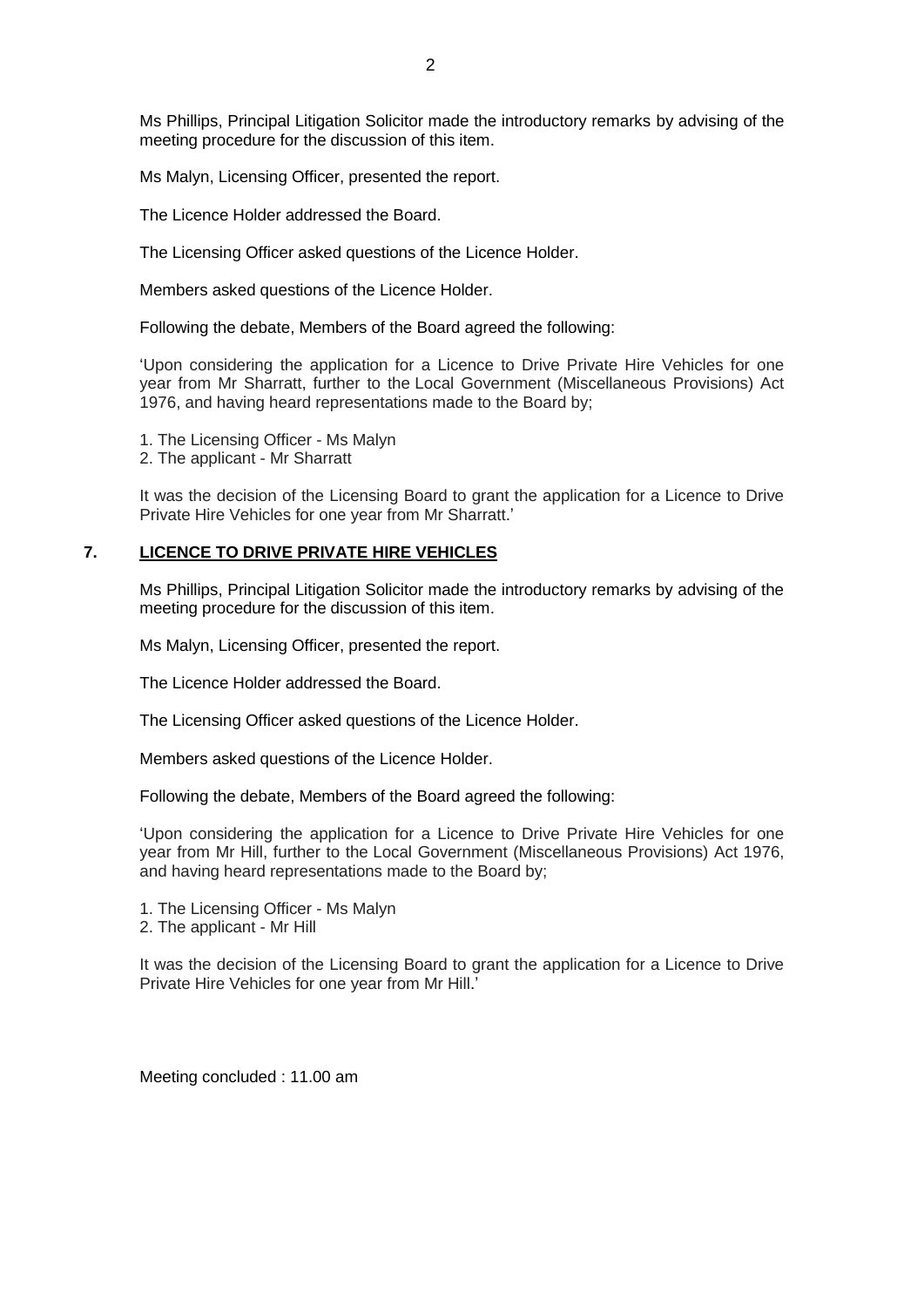Ms Phillips, Principal Litigation Solicitor made the introductory remarks by advising of the meeting procedure for the discussion of this item.

Ms Malyn, Licensing Officer, presented the report.

The Licence Holder addressed the Board.

The Licensing Officer asked questions of the Licence Holder.

Members asked questions of the Licence Holder.

Following the debate, Members of the Board agreed the following:

'Upon considering the application for a Licence to Drive Private Hire Vehicles for one year from Mr Sharratt, further to the Local Government (Miscellaneous Provisions) Act 1976, and having heard representations made to the Board by;

1. The Licensing Officer - Ms Malyn
2. The applicant - Mr Sharratt

It was the decision of the Licensing Board to grant the application for a Licence to Drive Private Hire Vehicles for one year from Mr Sharratt.'

## 7. LICENCE TO DRIVE PRIVATE HIRE VEHICLES

Ms Phillips, Principal Litigation Solicitor made the introductory remarks by advising of the meeting procedure for the discussion of this item.

Ms Malyn, Licensing Officer, presented the report.

The Licence Holder addressed the Board.

The Licensing Officer asked questions of the Licence Holder.

Members asked questions of the Licence Holder.

Following the debate, Members of the Board agreed the following:

'Upon considering the application for a Licence to Drive Private Hire Vehicles for one year from Mr Hill, further to the Local Government (Miscellaneous Provisions) Act 1976, and having heard representations made to the Board by;

1. The Licensing Officer - Ms Malyn
2. The applicant - Mr Hill

It was the decision of the Licensing Board to grant the application for a Licence to Drive Private Hire Vehicles for one year from Mr Hill.'

Meeting concluded : 11.00 am